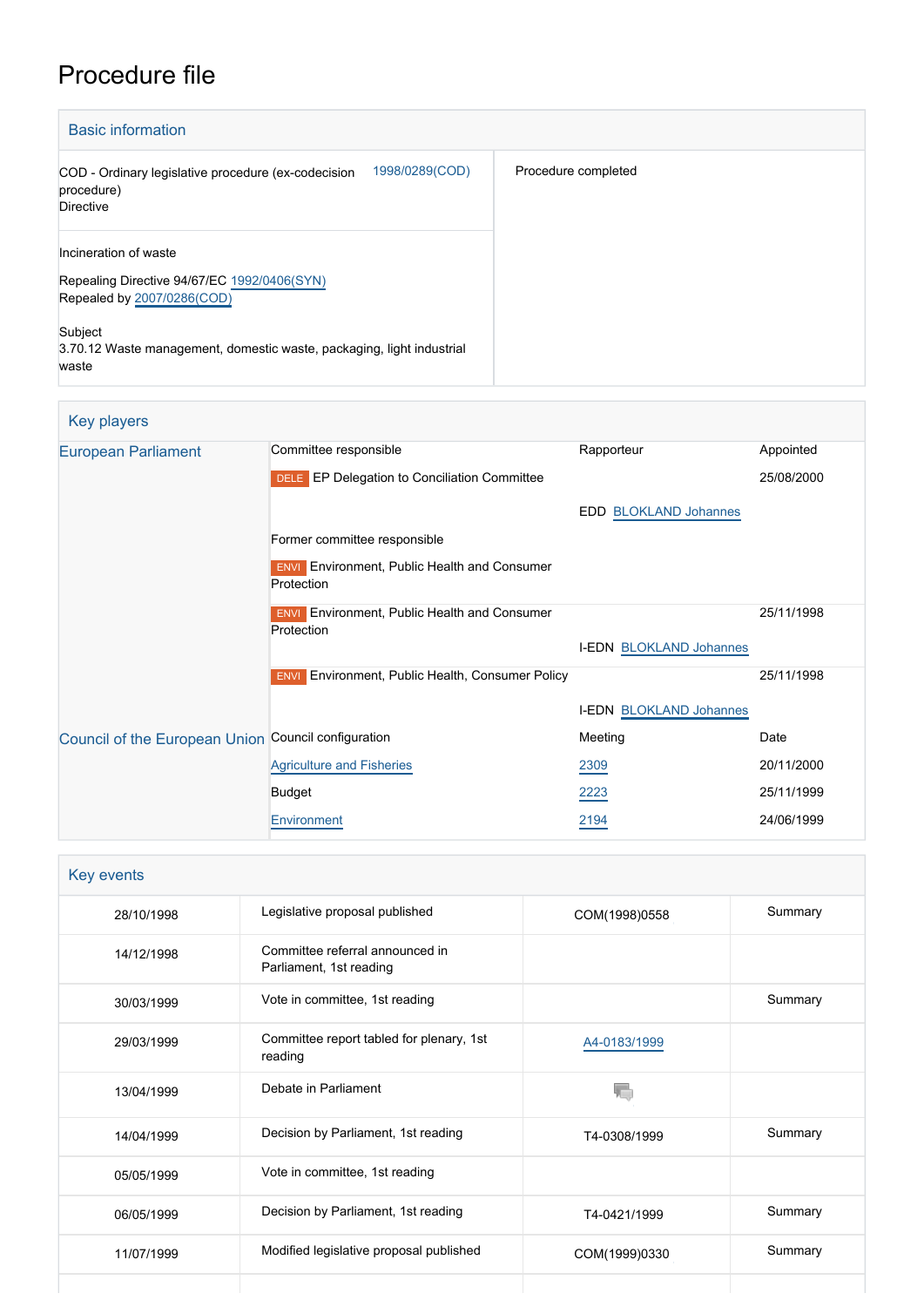# Procedure file

## Basic information

| | |
|---|---|
| COD - Ordinary legislative procedure (ex-codecision procedure)<br>Directive 1998/0289(COD) | Procedure completed |
| Incineration of waste<br><br>Repealing Directive 94/67/EC 1992/0406(SYN)<br>Repealed by 2007/0286(COD)<br><br>Subject<br>3.70.12 Waste management, domestic waste, packaging, light industrial waste | |

## Key players

| | | | |
|---|---|---|---|
| European Parliament | Committee responsible | Rapporteur | Appointed |
| | DELE EP Delegation to Conciliation Committee | | 25/08/2000 |
| | | EDD BLOKLAND Johannes | |
| | Former committee responsible | | |
| | ENVI Environment, Public Health and Consumer Protection | | |
| | ENVI Environment, Public Health and Consumer Protection | | 25/11/1998 |
| | | I-EDN BLOKLAND Johannes | |
| | ENVI Environment, Public Health, Consumer Policy | | 25/11/1998 |
| | | I-EDN BLOKLAND Johannes | |
| Council of the European Union | Council configuration | Meeting | Date |
| | Agriculture and Fisheries | 2309 | 20/11/2000 |
| | Budget | 2223 | 25/11/1999 |
| | Environment | 2194 | 24/06/1999 |

## Key events

| | | | |
|---|---|---|---|
| 28/10/1998 | Legislative proposal published | COM(1998)0558 | Summary |
| 14/12/1998 | Committee referral announced in Parliament, 1st reading | | |
| 30/03/1999 | Vote in committee, 1st reading | | Summary |
| 29/03/1999 | Committee report tabled for plenary, 1st reading | A4-0183/1999 | |
| 13/04/1999 | Debate in Parliament | | |
| 14/04/1999 | Decision by Parliament, 1st reading | T4-0308/1999 | Summary |
| 05/05/1999 | Vote in committee, 1st reading | | |
| 06/05/1999 | Decision by Parliament, 1st reading | T4-0421/1999 | Summary |
| 11/07/1999 | Modified legislative proposal published | COM(1999)0330 | Summary |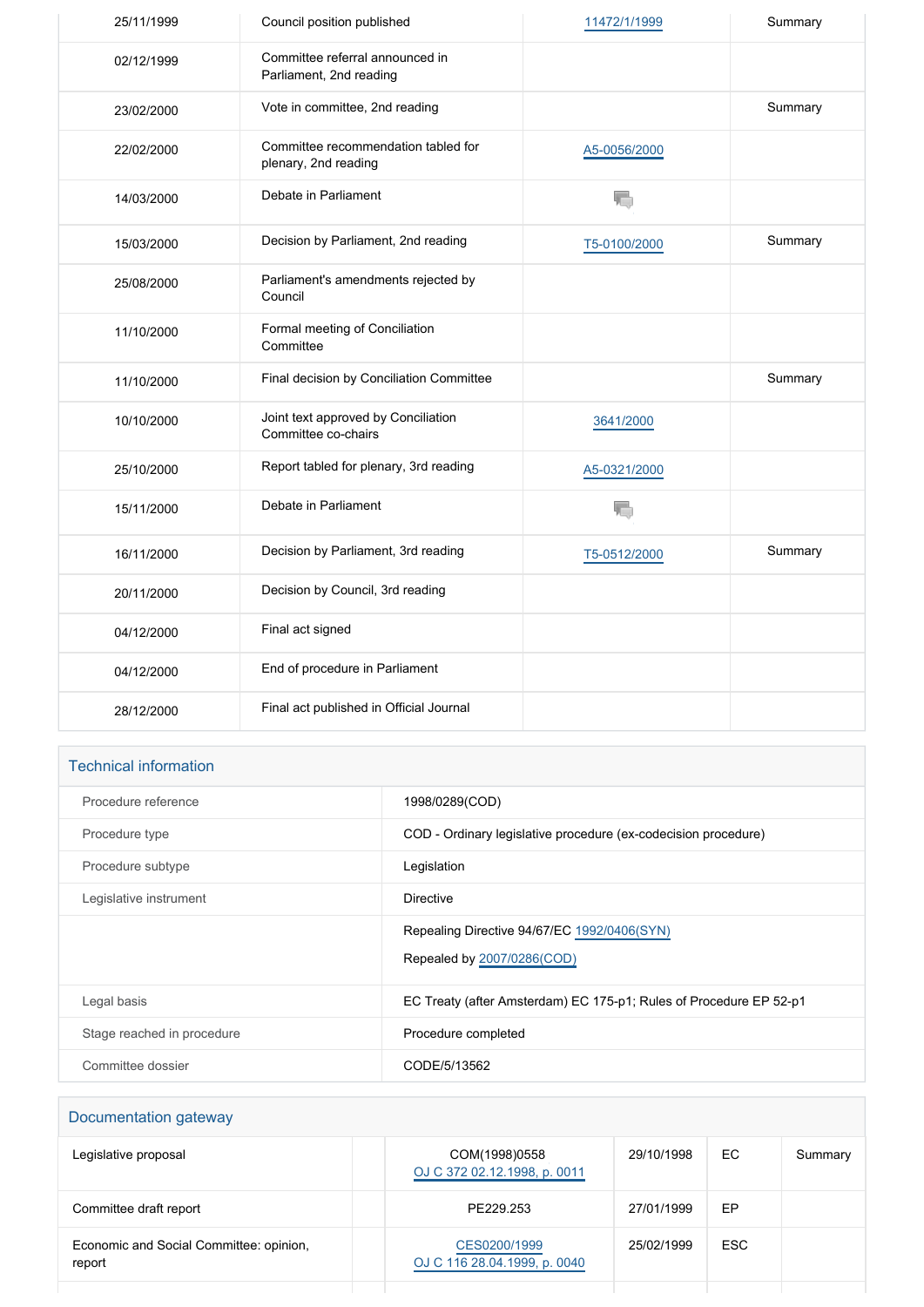| | | | |
|---|---|---|---|
| 25/11/1999 | Council position published | 11472/1/1999 | Summary |
| 02/12/1999 | Committee referral announced in Parliament, 2nd reading | | |
| 23/02/2000 | Vote in committee, 2nd reading | | Summary |
| 22/02/2000 | Committee recommendation tabled for plenary, 2nd reading | A5-0056/2000 | |
| 14/03/2000 | Debate in Parliament | | |
| 15/03/2000 | Decision by Parliament, 2nd reading | T5-0100/2000 | Summary |
| 25/08/2000 | Parliament's amendments rejected by Council | | |
| 11/10/2000 | Formal meeting of Conciliation Committee | | |
| 11/10/2000 | Final decision by Conciliation Committee | | Summary |
| 10/10/2000 | Joint text approved by Conciliation Committee co-chairs | 3641/2000 | |
| 25/10/2000 | Report tabled for plenary, 3rd reading | A5-0321/2000 | |
| 15/11/2000 | Debate in Parliament | | |
| 16/11/2000 | Decision by Parliament, 3rd reading | T5-0512/2000 | Summary |
| 20/11/2000 | Decision by Council, 3rd reading | | |
| 04/12/2000 | Final act signed | | |
| 04/12/2000 | End of procedure in Parliament | | |
| 28/12/2000 | Final act published in Official Journal | | |

## Technical information

| | |
|---|---|
| Procedure reference | 1998/0289(COD) |
| Procedure type | COD - Ordinary legislative procedure (ex-codecision procedure) |
| Procedure subtype | Legislation |
| Legislative instrument | Directive |
| | Repealing Directive 94/67/EC 1992/0406(SYN)<br>Repealed by 2007/0286(COD) |
| Legal basis | EC Treaty (after Amsterdam) EC 175-p1; Rules of Procedure EP 52-p1 |
| Stage reached in procedure | Procedure completed |
| Committee dossier | CODE/5/13562 |

## Documentation gateway

| | | | | | |
|---|---|---|---|---|---|
| Legislative proposal | | COM(1998)0558<br>OJ C 372 02.12.1998, p. 0011 | 29/10/1998 | EC | Summary |
| Committee draft report | | PE229.253 | 27/01/1999 | EP | |
| Economic and Social Committee: opinion, report | | CES0200/1999<br>OJ C 116 28.04.1999, p. 0040 | 25/02/1999 | ESC | |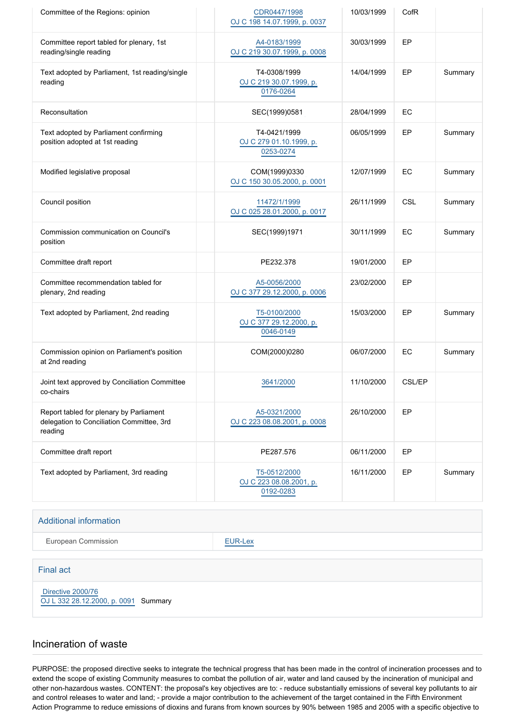| | | | | |
|---|---|---|---|---|
| Committee of the Regions: opinion | CDR0447/1998 OJ C 198 14.07.1999, p. 0037 | 10/03/1999 | CofR | |
| Committee report tabled for plenary, 1st reading/single reading | A4-0183/1999 OJ C 219 30.07.1999, p. 0008 | 30/03/1999 | EP | |
| Text adopted by Parliament, 1st reading/single reading | T4-0308/1999 OJ C 219 30.07.1999, p. 0176-0264 | 14/04/1999 | EP | Summary |
| Reconsultation | SEC(1999)0581 | 28/04/1999 | EC | |
| Text adopted by Parliament confirming position adopted at 1st reading | T4-0421/1999 OJ C 279 01.10.1999, p. 0253-0274 | 06/05/1999 | EP | Summary |
| Modified legislative proposal | COM(1999)0330 OJ C 150 30.05.2000, p. 0001 | 12/07/1999 | EC | Summary |
| Council position | 11472/1/1999 OJ C 025 28.01.2000, p. 0017 | 26/11/1999 | CSL | Summary |
| Commission communication on Council's position | SEC(1999)1971 | 30/11/1999 | EC | Summary |
| Committee draft report | PE232.378 | 19/01/2000 | EP | |
| Committee recommendation tabled for plenary, 2nd reading | A5-0056/2000 OJ C 377 29.12.2000, p. 0006 | 23/02/2000 | EP | |
| Text adopted by Parliament, 2nd reading | T5-0100/2000 OJ C 377 29.12.2000, p. 0046-0149 | 15/03/2000 | EP | Summary |
| Commission opinion on Parliament's position at 2nd reading | COM(2000)0280 | 06/07/2000 | EC | Summary |
| Joint text approved by Conciliation Committee co-chairs | 3641/2000 | 11/10/2000 | CSL/EP | |
| Report tabled for plenary by Parliament delegation to Conciliation Committee, 3rd reading | A5-0321/2000 OJ C 223 08.08.2001, p. 0008 | 26/10/2000 | EP | |
| Committee draft report | PE287.576 | 06/11/2000 | EP | |
| Text adopted by Parliament, 3rd reading | T5-0512/2000 OJ C 223 08.08.2001, p. 0192-0283 | 16/11/2000 | EP | Summary |

## Additional information

| | |
|---|---|
| European Commission | EUR-Lex |

## Final act

Directive 2000/76
OJ L 332 28.12.2000, p. 0091 Summary

## Incineration of waste

PURPOSE: the proposed directive seeks to integrate the technical progress that has been made in the control of incineration processes and to extend the scope of existing Community measures to combat the pollution of air, water and land caused by the incineration of municipal and other non-hazardous wastes. CONTENT: the proposal's key objectives are to: - reduce substantially emissions of several key pollutants to air and control releases to water and land; - provide a major contribution to the achievement of the target contained in the Fifth Environment Action Programme to reduce emissions of dioxins and furans from known sources by 90% between 1985 and 2005 with a specific objective to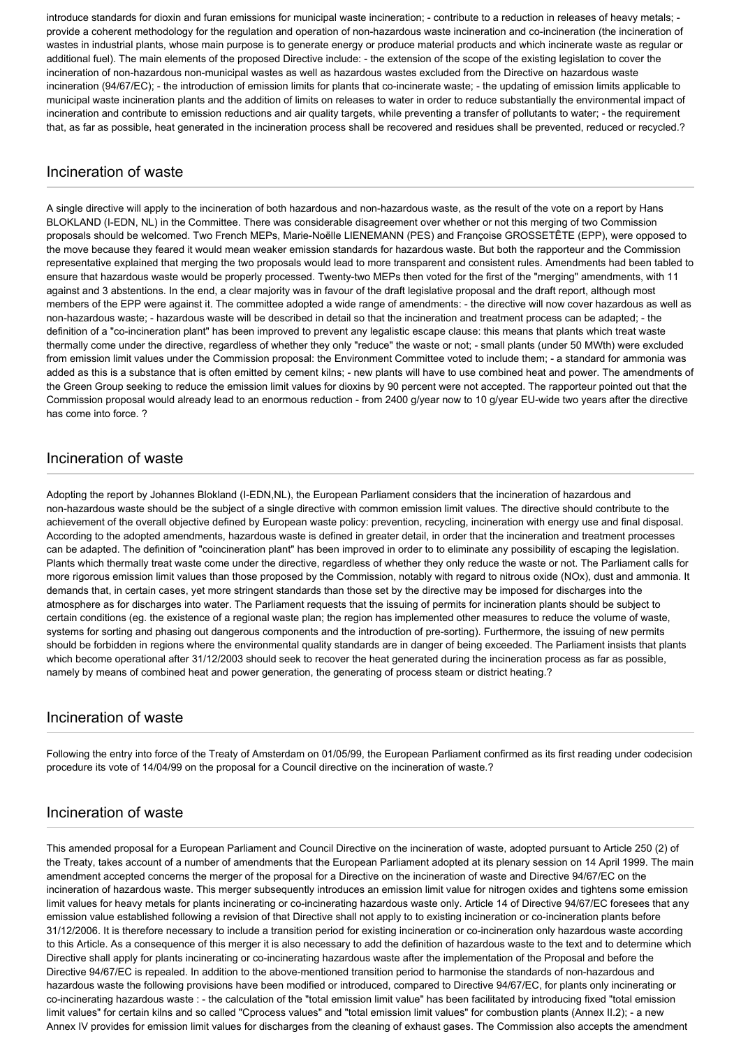introduce standards for dioxin and furan emissions for municipal waste incineration; - contribute to a reduction in releases of heavy metals; - provide a coherent methodology for the regulation and operation of non-hazardous waste incineration and co-incineration (the incineration of wastes in industrial plants, whose main purpose is to generate energy or produce material products and which incinerate waste as regular or additional fuel). The main elements of the proposed Directive include: - the extension of the scope of the existing legislation to cover the incineration of non-hazardous non-municipal wastes as well as hazardous wastes excluded from the Directive on hazardous waste incineration (94/67/EC); - the introduction of emission limits for plants that co-incinerate waste; - the updating of emission limits applicable to municipal waste incineration plants and the addition of limits on releases to water in order to reduce substantially the environmental impact of incineration and contribute to emission reductions and air quality targets, while preventing a transfer of pollutants to water; - the requirement that, as far as possible, heat generated in the incineration process shall be recovered and residues shall be prevented, reduced or recycled.?

## Incineration of waste

A single directive will apply to the incineration of both hazardous and non-hazardous waste, as the result of the vote on a report by Hans BLOKLAND (I-EDN, NL) in the Committee. There was considerable disagreement over whether or not this merging of two Commission proposals should be welcomed. Two French MEPs, Marie-Noëlle LIENEMANN (PES) and Françoise GROSSETÊTE (EPP), were opposed to the move because they feared it would mean weaker emission standards for hazardous waste. But both the rapporteur and the Commission representative explained that merging the two proposals would lead to more transparent and consistent rules. Amendments had been tabled to ensure that hazardous waste would be properly processed. Twenty-two MEPs then voted for the first of the "merging" amendments, with 11 against and 3 abstentions. In the end, a clear majority was in favour of the draft legislative proposal and the draft report, although most members of the EPP were against it. The committee adopted a wide range of amendments: - the directive will now cover hazardous as well as non-hazardous waste; - hazardous waste will be described in detail so that the incineration and treatment process can be adapted; - the definition of a "co-incineration plant" has been improved to prevent any legalistic escape clause: this means that plants which treat waste thermally come under the directive, regardless of whether they only "reduce" the waste or not; - small plants (under 50 MWth) were excluded from emission limit values under the Commission proposal: the Environment Committee voted to include them; - a standard for ammonia was added as this is a substance that is often emitted by cement kilns; - new plants will have to use combined heat and power. The amendments of the Green Group seeking to reduce the emission limit values for dioxins by 90 percent were not accepted. The rapporteur pointed out that the Commission proposal would already lead to an enormous reduction - from 2400 g/year now to 10 g/year EU-wide two years after the directive has come into force. ?

## Incineration of waste

Adopting the report by Johannes Blokland (I-EDN,NL), the European Parliament considers that the incineration of hazardous and non-hazardous waste should be the subject of a single directive with common emission limit values. The directive should contribute to the achievement of the overall objective defined by European waste policy: prevention, recycling, incineration with energy use and final disposal. According to the adopted amendments, hazardous waste is defined in greater detail, in order that the incineration and treatment processes can be adapted. The definition of "coincineration plant" has been improved in order to to eliminate any possibility of escaping the legislation. Plants which thermally treat waste come under the directive, regardless of whether they only reduce the waste or not. The Parliament calls for more rigorous emission limit values than those proposed by the Commission, notably with regard to nitrous oxide (NOx), dust and ammonia. It demands that, in certain cases, yet more stringent standards than those set by the directive may be imposed for discharges into the atmosphere as for discharges into water. The Parliament requests that the issuing of permits for incineration plants should be subject to certain conditions (eg. the existence of a regional waste plan; the region has implemented other measures to reduce the volume of waste, systems for sorting and phasing out dangerous components and the introduction of pre-sorting). Furthermore, the issuing of new permits should be forbidden in regions where the environmental quality standards are in danger of being exceeded. The Parliament insists that plants which become operational after 31/12/2003 should seek to recover the heat generated during the incineration process as far as possible, namely by means of combined heat and power generation, the generating of process steam or district heating.?

## Incineration of waste

Following the entry into force of the Treaty of Amsterdam on 01/05/99, the European Parliament confirmed as its first reading under codecision procedure its vote of 14/04/99 on the proposal for a Council directive on the incineration of waste.?

## Incineration of waste

This amended proposal for a European Parliament and Council Directive on the incineration of waste, adopted pursuant to Article 250 (2) of the Treaty, takes account of a number of amendments that the European Parliament adopted at its plenary session on 14 April 1999. The main amendment accepted concerns the merger of the proposal for a Directive on the incineration of waste and Directive 94/67/EC on the incineration of hazardous waste. This merger subsequently introduces an emission limit value for nitrogen oxides and tightens some emission limit values for heavy metals for plants incinerating or co-incinerating hazardous waste only. Article 14 of Directive 94/67/EC foresees that any emission value established following a revision of that Directive shall not apply to to existing incineration or co-incineration plants before 31/12/2006. It is therefore necessary to include a transition period for existing incineration or co-incineration only hazardous waste according to this Article. As a consequence of this merger it is also necessary to add the definition of hazardous waste to the text and to determine which Directive shall apply for plants incinerating or co-incinerating hazardous waste after the implementation of the Proposal and before the Directive 94/67/EC is repealed. In addition to the above-mentioned transition period to harmonise the standards of non-hazardous and hazardous waste the following provisions have been modified or introduced, compared to Directive 94/67/EC, for plants only incinerating or co-incinerating hazardous waste : - the calculation of the "total emission limit value" has been facilitated by introducing fixed "total emission limit values" for certain kilns and so called "Cprocess values" and "total emission limit values" for combustion plants (Annex II.2); - a new Annex IV provides for emission limit values for discharges from the cleaning of exhaust gases. The Commission also accepts the amendment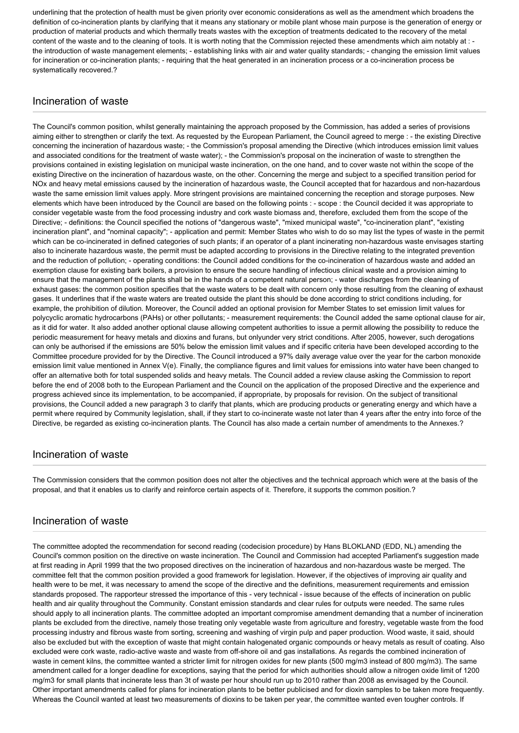underlining that the protection of health must be given priority over economic considerations as well as the amendment which broadens the definition of co-incineration plants by clarifying that it means any stationary or mobile plant whose main purpose is the generation of energy or production of material products and which thermally treats wastes with the exception of treatments dedicated to the recovery of the metal content of the waste and to the cleaning of tools. It is worth noting that the Commission rejected these amendments which aim notably at : - the introduction of waste management elements; - establishing links with air and water quality standards; - changing the emission limit values for incineration or co-incineration plants; - requiring that the heat generated in an incineration process or a co-incineration process be systematically recovered.?

## Incineration of waste

The Council's common position, whilst generally maintaining the approach proposed by the Commission, has added a series of provisions aiming either to strengthen or clarify the text. As requested by the European Parliament, the Council agreed to merge : - the existing Directive concerning the incineration of hazardous waste; - the Commission's proposal amending the Directive (which introduces emission limit values and associated conditions for the treatment of waste water); - the Commission's proposal on the incineration of waste to strengthen the provisions contained in existing legislation on municipal waste incineration, on the one hand, and to cover waste not within the scope of the existing Directive on the incineration of hazardous waste, on the other. Concerning the merge and subject to a specified transition period for NOx and heavy metal emissions caused by the incineration of hazardous waste, the Council accepted that for hazardous and non-hazardous waste the same emission limit values apply. More stringent provisions are maintained concerning the reception and storage purposes. New elements which have been introduced by the Council are based on the following points : - scope : the Council decided it was appropriate to consider vegetable waste from the food processing industry and cork waste biomass and, therefore, excluded them from the scope of the Directive; - definitions: the Council specified the notions of "dangerous waste", "mixed municipal waste", "co-incineration plant", "existing incineration plant", and "nominal capacity"; - application and permit: Member States who wish to do so may list the types of waste in the permit which can be co-incinerated in defined categories of such plants; if an operator of a plant incinerating non-hazardous waste envisages starting also to incinerate hazardous waste, the permit must be adapted according to provisions in the Directive relating to the integrated prevention and the reduction of pollution; - operating conditions: the Council added conditions for the co-incineration of hazardous waste and added an exemption clause for existing bark boilers, a provision to ensure the secure handling of infectious clinical waste and a provision aiming to ensure that the management of the plants shall be in the hands of a competent natural person; - water discharges from the cleaning of exhaust gases: the common position specifies that the waste waters to be dealt with concern only those resulting from the cleaning of exhaust gases. It underlines that if the waste waters are treated outside the plant this should be done according to strict conditions including, for example, the prohibition of dilution. Moreover, the Council added an optional provision for Member States to set emission limit values for polycyclic aromatic hydrocarbons (PAHs) or other pollutants; - measurement requirements: the Council added the same optional clause for air, as it did for water. It also added another optional clause allowing competent authorities to issue a permit allowing the possibility to reduce the periodic measurement for heavy metals and dioxins and furans, but onlyunder very strict conditions. After 2005, however, such derogations can only be authorised if the emissions are 50% below the emission limit values and if specific criteria have been developed according to the Committee procedure provided for by the Directive. The Council introduced a 97% daily average value over the year for the carbon monoxide emission limit value mentioned in Annex V(e). Finally, the compliance figures and limit values for emissions into water have been changed to offer an alternative both for total suspended solids and heavy metals. The Council added a review clause asking the Commission to report before the end of 2008 both to the European Parliament and the Council on the application of the proposed Directive and the experience and progress achieved since its implementation, to be accompanied, if appropriate, by proposals for revision. On the subject of transitional provisions, the Council added a new paragraph 3 to clarify that plants, which are producing products or generating energy and which have a permit where required by Community legislation, shall, if they start to co-incinerate waste not later than 4 years after the entry into force of the Directive, be regarded as existing co-incineration plants. The Council has also made a certain number of amendments to the Annexes.?

## Incineration of waste

The Commission considers that the common position does not alter the objectives and the technical approach which were at the basis of the proposal, and that it enables us to clarify and reinforce certain aspects of it. Therefore, it supports the common position.?

## Incineration of waste

The committee adopted the recommendation for second reading (codecision procedure) by Hans BLOKLAND (EDD, NL) amending the Council's common position on the directive on waste incineration. The Council and Commission had accepted Parliament's suggestion made at first reading in April 1999 that the two proposed directives on the incineration of hazardous and non-hazardous waste be merged. The committee felt that the common position provided a good framework for legislation. However, if the objectives of improving air quality and health were to be met, it was necessary to amend the scope of the directive and the definitions, measurement requirements and emission standards proposed. The rapporteur stressed the importance of this - very technical - issue because of the effects of incineration on public health and air quality throughout the Community. Constant emission standards and clear rules for outputs were needed. The same rules should apply to all incineration plants. The committee adopted an important compromise amendment demanding that a number of incineration plants be excluded from the directive, namely those treating only vegetable waste from agriculture and forestry, vegetable waste from the food processing industry and fibrous waste from sorting, screening and washing of virgin pulp and paper production. Wood waste, it said, should also be excluded but with the exception of waste that might contain halogenated organic compounds or heavy metals as result of coating. Also excluded were cork waste, radio-active waste and waste from off-shore oil and gas installations. As regards the combined incineration of waste in cement kilns, the committee wanted a stricter limit for nitrogen oxides for new plants (500 mg/m3 instead of 800 mg/m3). The same amendment called for a longer deadline for exceptions, saying that the period for which authorities should allow a nitrogen oxide limit of 1200 mg/m3 for small plants that incinerate less than 3t of waste per hour should run up to 2010 rather than 2008 as envisaged by the Council. Other important amendments called for plans for incineration plants to be better publicised and for dioxin samples to be taken more frequently. Whereas the Council wanted at least two measurements of dioxins to be taken per year, the committee wanted even tougher controls. If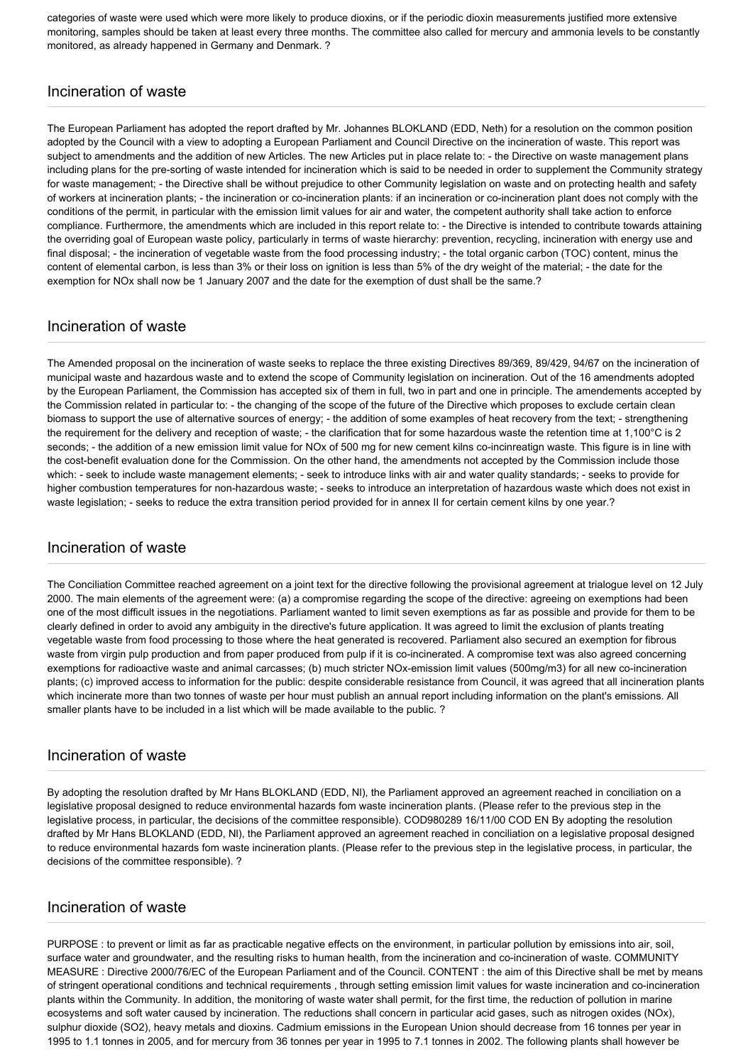categories of waste were used which were more likely to produce dioxins, or if the periodic dioxin measurements justified more extensive monitoring, samples should be taken at least every three months. The committee also called for mercury and ammonia levels to be constantly monitored, as already happened in Germany and Denmark. ?

## Incineration of waste

The European Parliament has adopted the report drafted by Mr. Johannes BLOKLAND (EDD, Neth) for a resolution on the common position adopted by the Council with a view to adopting a European Parliament and Council Directive on the incineration of waste. This report was subject to amendments and the addition of new Articles. The new Articles put in place relate to: - the Directive on waste management plans including plans for the pre-sorting of waste intended for incineration which is said to be needed in order to supplement the Community strategy for waste management; - the Directive shall be without prejudice to other Community legislation on waste and on protecting health and safety of workers at incineration plants; - the incineration or co-incineration plants: if an incineration or co-incineration plant does not comply with the conditions of the permit, in particular with the emission limit values for air and water, the competent authority shall take action to enforce compliance. Furthermore, the amendments which are included in this report relate to: - the Directive is intended to contribute towards attaining the overriding goal of European waste policy, particularly in terms of waste hierarchy: prevention, recycling, incineration with energy use and final disposal; - the incineration of vegetable waste from the food processing industry; - the total organic carbon (TOC) content, minus the content of elemental carbon, is less than 3% or their loss on ignition is less than 5% of the dry weight of the material; - the date for the exemption for NOx shall now be 1 January 2007 and the date for the exemption of dust shall be the same.?

## Incineration of waste

The Amended proposal on the incineration of waste seeks to replace the three existing Directives 89/369, 89/429, 94/67 on the incineration of municipal waste and hazardous waste and to extend the scope of Community legislation on incineration. Out of the 16 amendments adopted by the European Parliament, the Commission has accepted six of them in full, two in part and one in principle. The amendements accepted by the Commission related in particular to: - the changing of the scope of the future of the Directive which proposes to exclude certain clean biomass to support the use of alternative sources of energy; - the addition of some examples of heat recovery from the text; - strengthening the requirement for the delivery and reception of waste; - the clarification that for some hazardous waste the retention time at 1,100°C is 2 seconds; - the addition of a new emission limit value for NOx of 500 mg for new cement kilns co-incinreatign waste. This figure is in line with the cost-benefit evaluation done for the Commission. On the other hand, the amendments not accepted by the Commission include those which: - seek to include waste management elements; - seek to introduce links with air and water quality standards; - seeks to provide for higher combustion temperatures for non-hazardous waste; - seeks to introduce an interpretation of hazardous waste which does not exist in waste legislation; - seeks to reduce the extra transition period provided for in annex II for certain cement kilns by one year.?

## Incineration of waste

The Conciliation Committee reached agreement on a joint text for the directive following the provisional agreement at trialogue level on 12 July 2000. The main elements of the agreement were: (a) a compromise regarding the scope of the directive: agreeing on exemptions had been one of the most difficult issues in the negotiations. Parliament wanted to limit seven exemptions as far as possible and provide for them to be clearly defined in order to avoid any ambiguity in the directive's future application. It was agreed to limit the exclusion of plants treating vegetable waste from food processing to those where the heat generated is recovered. Parliament also secured an exemption for fibrous waste from virgin pulp production and from paper produced from pulp if it is co-incinerated. A compromise text was also agreed concerning exemptions for radioactive waste and animal carcasses; (b) much stricter NOx-emission limit values (500mg/m3) for all new co-incineration plants; (c) improved access to information for the public: despite considerable resistance from Council, it was agreed that all incineration plants which incinerate more than two tonnes of waste per hour must publish an annual report including information on the plant's emissions. All smaller plants have to be included in a list which will be made available to the public. ?

## Incineration of waste

By adopting the resolution drafted by Mr Hans BLOKLAND (EDD, Nl), the Parliament approved an agreement reached in conciliation on a legislative proposal designed to reduce environmental hazards fom waste incineration plants. (Please refer to the previous step in the legislative process, in particular, the decisions of the committee responsible). COD980289 16/11/00 COD EN By adopting the resolution drafted by Mr Hans BLOKLAND (EDD, Nl), the Parliament approved an agreement reached in conciliation on a legislative proposal designed to reduce environmental hazards fom waste incineration plants. (Please refer to the previous step in the legislative process, in particular, the decisions of the committee responsible). ?

## Incineration of waste

PURPOSE : to prevent or limit as far as practicable negative effects on the environment, in particular pollution by emissions into air, soil, surface water and groundwater, and the resulting risks to human health, from the incineration and co-incineration of waste. COMMUNITY MEASURE : Directive 2000/76/EC of the European Parliament and of the Council. CONTENT : the aim of this Directive shall be met by means of stringent operational conditions and technical requirements , through setting emission limit values for waste incineration and co-incineration plants within the Community. In addition, the monitoring of waste water shall permit, for the first time, the reduction of pollution in marine ecosystems and soft water caused by incineration. The reductions shall concern in particular acid gases, such as nitrogen oxides (NOx), sulphur dioxide ($SO_2$), heavy metals and dioxins. Cadmium emissions in the European Union should decrease from 16 tonnes per year in 1995 to 1.1 tonnes in 2005, and for mercury from 36 tonnes per year in 1995 to 7.1 tonnes in 2002. The following plants shall however be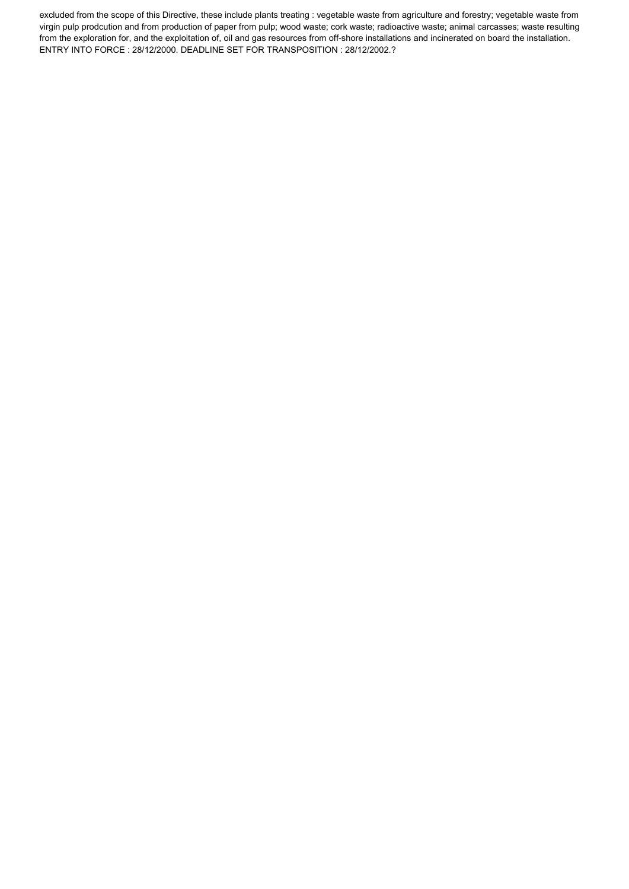excluded from the scope of this Directive, these include plants treating : vegetable waste from agriculture and forestry; vegetable waste from virgin pulp prodcution and from production of paper from pulp; wood waste; cork waste; radioactive waste; animal carcasses; waste resulting from the exploration for, and the exploitation of, oil and gas resources from off-shore installations and incinerated on board the installation.
ENTRY INTO FORCE : 28/12/2000. DEADLINE SET FOR TRANSPOSITION : 28/12/2002.?